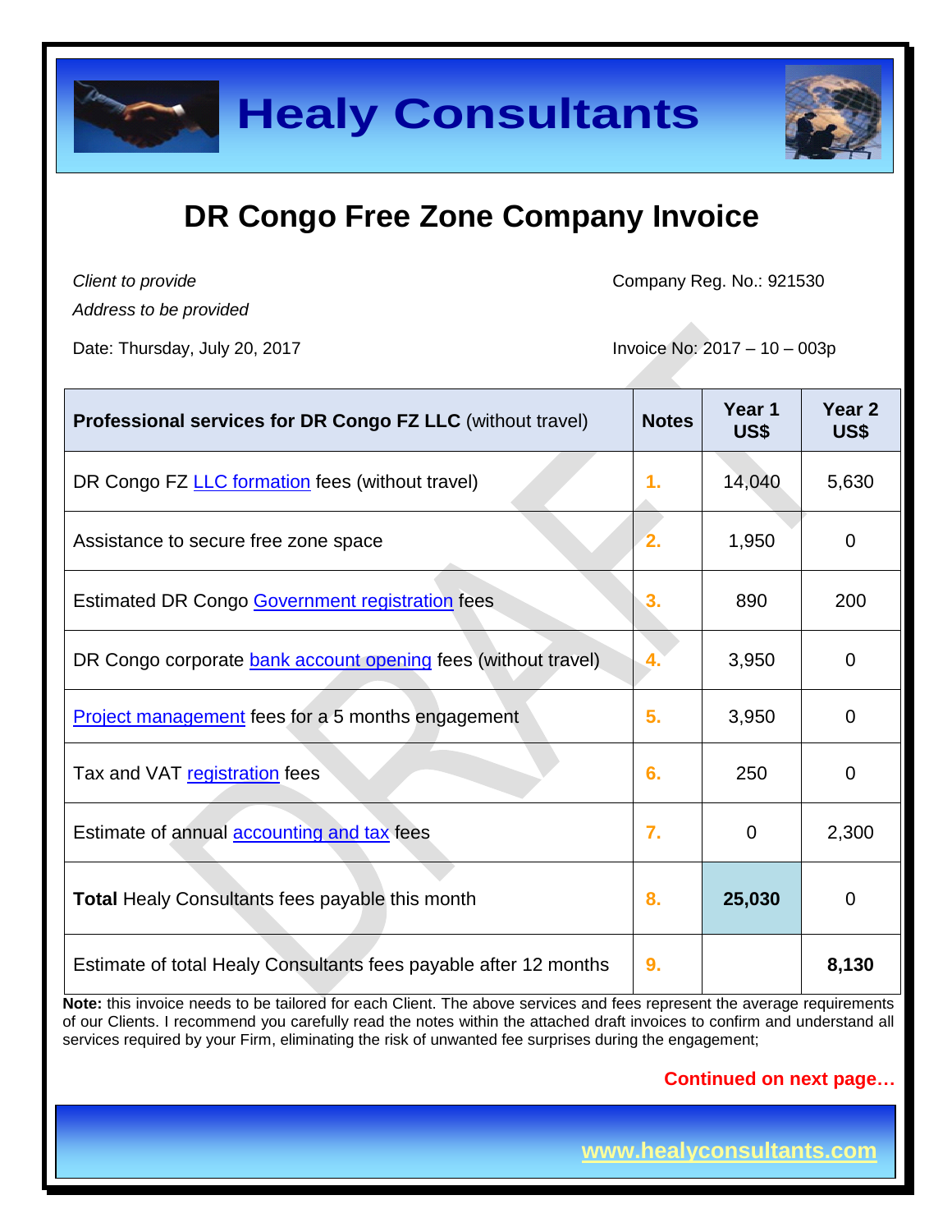# Healy Consultants

## DR Congo Free Zone Company Invoice

*Client to provide*
*Address to be provided*

Company Reg. No.: 921530

Date: Thursday, July 20, 2017

Invoice No: 2017 – 10 – 003p

| **Professional services for DR Congo FZ LLC** (without travel) | **Notes** | **Year 1 US$** | **Year 2 US$** |
|---|---|---|---|
| DR Congo FZ LLC formation fees (without travel) | 1. | 14,040 | 5,630 |
| Assistance to secure free zone space | 2. | 1,950 | 0 |
| Estimated DR Congo Government registration fees | 3. | 890 | 200 |
| DR Congo corporate bank account opening fees (without travel) | 4. | 3,950 | 0 |
| Project management fees for a 5 months engagement | 5. | 3,950 | 0 |
| Tax and VAT registration fees | 6. | 250 | 0 |
| Estimate of annual accounting and tax fees | 7. | 0 | 2,300 |
| **Total** Healy Consultants fees payable this month | 8. | **25,030** | 0 |
| Estimate of total Healy Consultants fees payable after 12 months | 9. | | **8,130** |

**Note:** this invoice needs to be tailored for each Client. The above services and fees represent the average requirements of our Clients. I recommend you carefully read the notes within the attached draft invoices to confirm and understand all services required by your Firm, eliminating the risk of unwanted fee surprises during the engagement;

**Continued on next page…**

www.healyconsultants.com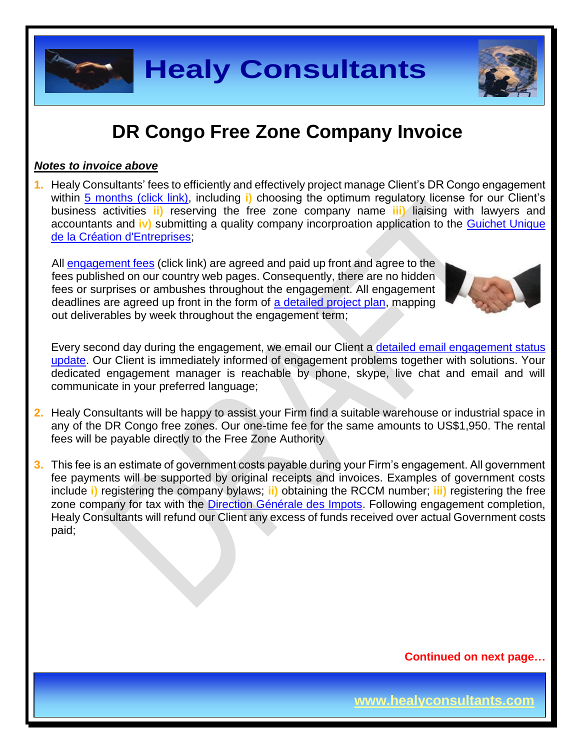# DR Congo Free Zone Company Invoice

***Notes to invoice above***

1. Healy Consultants' fees to efficiently and effectively project manage Client's DR Congo engagement within 5 months (click link), including **i)** choosing the optimum regulatory license for our Client's business activities **ii)** reserving the free zone company name **iii)** liaising with lawyers and accountants and **iv)** submitting a quality company incorproation application to the Guichet Unique de la Création d'Entreprises;

   All engagement fees (click link) are agreed and paid up front and agree to the fees published on our country web pages. Consequently, there are no hidden fees or surprises or ambushes throughout the engagement. All engagement deadlines are agreed up front in the form of a detailed project plan, mapping out deliverables by week throughout the engagement term;

   Every second day during the engagement, we email our Client a detailed email engagement status update. Our Client is immediately informed of engagement problems together with solutions. Your dedicated engagement manager is reachable by phone, skype, live chat and email and will communicate in your preferred language;

2. Healy Consultants will be happy to assist your Firm find a suitable warehouse or industrial space in any of the DR Congo free zones. Our one-time fee for the same amounts to US$1,950. The rental fees will be payable directly to the Free Zone Authority

3. This fee is an estimate of government costs payable during your Firm's engagement. All government fee payments will be supported by original receipts and invoices. Examples of government costs include **i)** registering the company bylaws; **ii)** obtaining the RCCM number; **iii)** registering the free zone company for tax with the Direction Générale des Impots. Following engagement completion, Healy Consultants will refund our Client any excess of funds received over actual Government costs paid;

**Continued on next page…**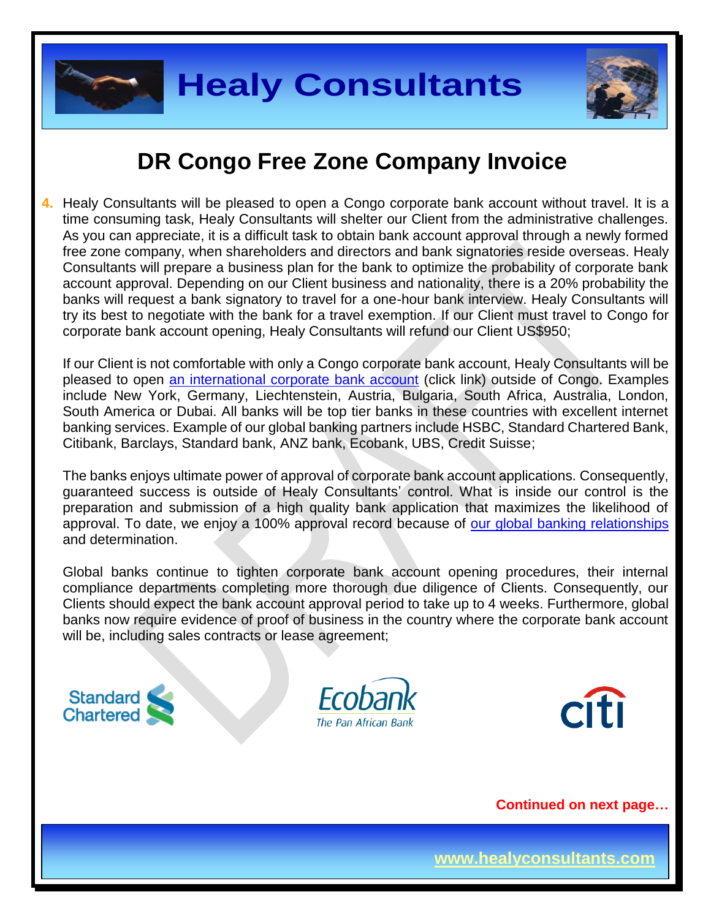# DR Congo Free Zone Company Invoice

4. Healy Consultants will be pleased to open a Congo corporate bank account without travel. It is a time consuming task, Healy Consultants will shelter our Client from the administrative challenges. As you can appreciate, it is a difficult task to obtain bank account approval through a newly formed free zone company, when shareholders and directors and bank signatories reside overseas. Healy Consultants will prepare a business plan for the bank to optimize the probability of corporate bank account approval. Depending on our Client business and nationality, there is a 20% probability the banks will request a bank signatory to travel for a one-hour bank interview. Healy Consultants will try its best to negotiate with the bank for a travel exemption. If our Client must travel to Congo for corporate bank account opening, Healy Consultants will refund our Client US$950;

   If our Client is not comfortable with only a Congo corporate bank account, Healy Consultants will be pleased to open an international corporate bank account (click link) outside of Congo. Examples include New York, Germany, Liechtenstein, Austria, Bulgaria, South Africa, Australia, London, South America or Dubai. All banks will be top tier banks in these countries with excellent internet banking services. Example of our global banking partners include HSBC, Standard Chartered Bank, Citibank, Barclays, Standard bank, ANZ bank, Ecobank, UBS, Credit Suisse;

   The banks enjoys ultimate power of approval of corporate bank account applications. Consequently, guaranteed success is outside of Healy Consultants' control. What is inside our control is the preparation and submission of a high quality bank application that maximizes the likelihood of approval. To date, we enjoy a 100% approval record because of our global banking relationships and determination.

   Global banks continue to tighten corporate bank account opening procedures, their internal compliance departments completing more thorough due diligence of Clients. Consequently, our Clients should expect the bank account approval period to take up to 4 weeks. Furthermore, global banks now require evidence of proof of business in the country where the corporate bank account will be, including sales contracts or lease agreement;

**Continued on next page…**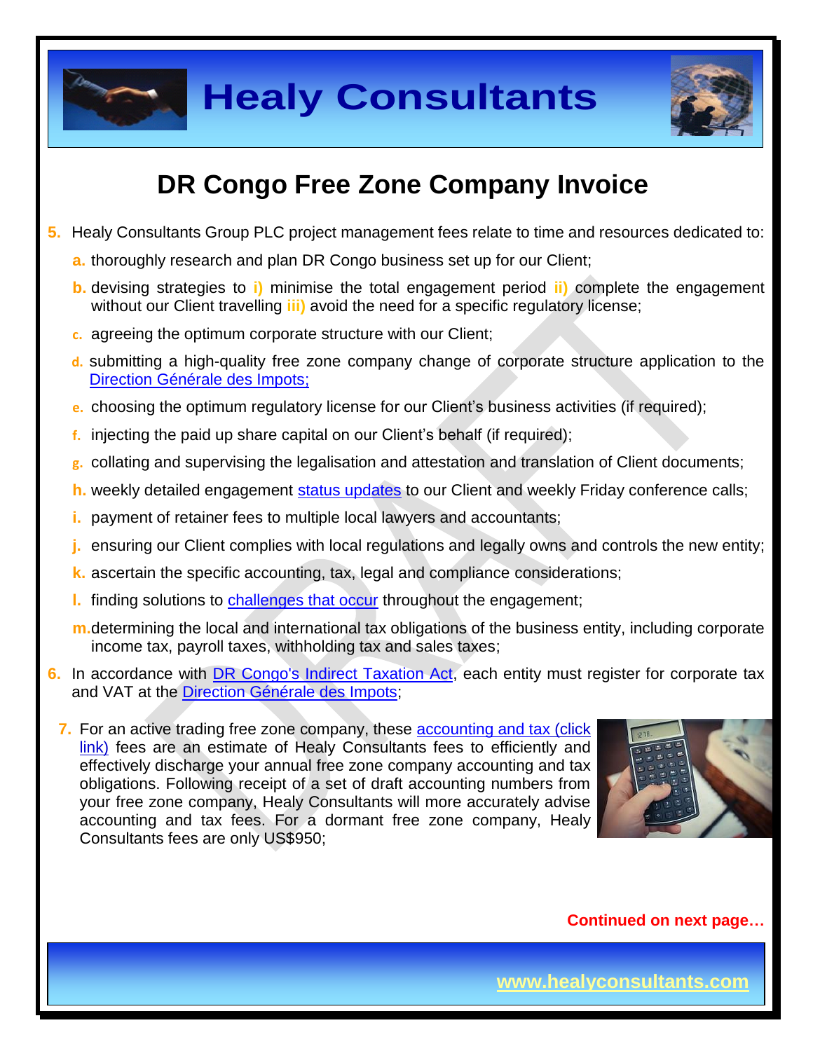# DR Congo Free Zone Company Invoice

5. Healy Consultants Group PLC project management fees relate to time and resources dedicated to:
   a. thoroughly research and plan DR Congo business set up for our Client;
   b. devising strategies to i) minimise the total engagement period ii) complete the engagement without our Client travelling iii) avoid the need for a specific regulatory license;
   c. agreeing the optimum corporate structure with our Client;
   d. submitting a high-quality free zone company change of corporate structure application to the Direction Générale des Impots;
   e. choosing the optimum regulatory license for our Client's business activities (if required);
   f. injecting the paid up share capital on our Client's behalf (if required);
   g. collating and supervising the legalisation and attestation and translation of Client documents;
   h. weekly detailed engagement status updates to our Client and weekly Friday conference calls;
   i. payment of retainer fees to multiple local lawyers and accountants;
   j. ensuring our Client complies with local regulations and legally owns and controls the new entity;
   k. ascertain the specific accounting, tax, legal and compliance considerations;
   l. finding solutions to challenges that occur throughout the engagement;
   m. determining the local and international tax obligations of the business entity, including corporate income tax, payroll taxes, withholding tax and sales taxes;
6. In accordance with DR Congo's Indirect Taxation Act, each entity must register for corporate tax and VAT at the Direction Générale des Impots;
7. For an active trading free zone company, these accounting and tax (click link) fees are an estimate of Healy Consultants fees to efficiently and effectively discharge your annual free zone company accounting and tax obligations. Following receipt of a set of draft accounting numbers from your free zone company, Healy Consultants will more accurately advise accounting and tax fees. For a dormant free zone company, Healy Consultants fees are only US$950;

**Continued on next page…**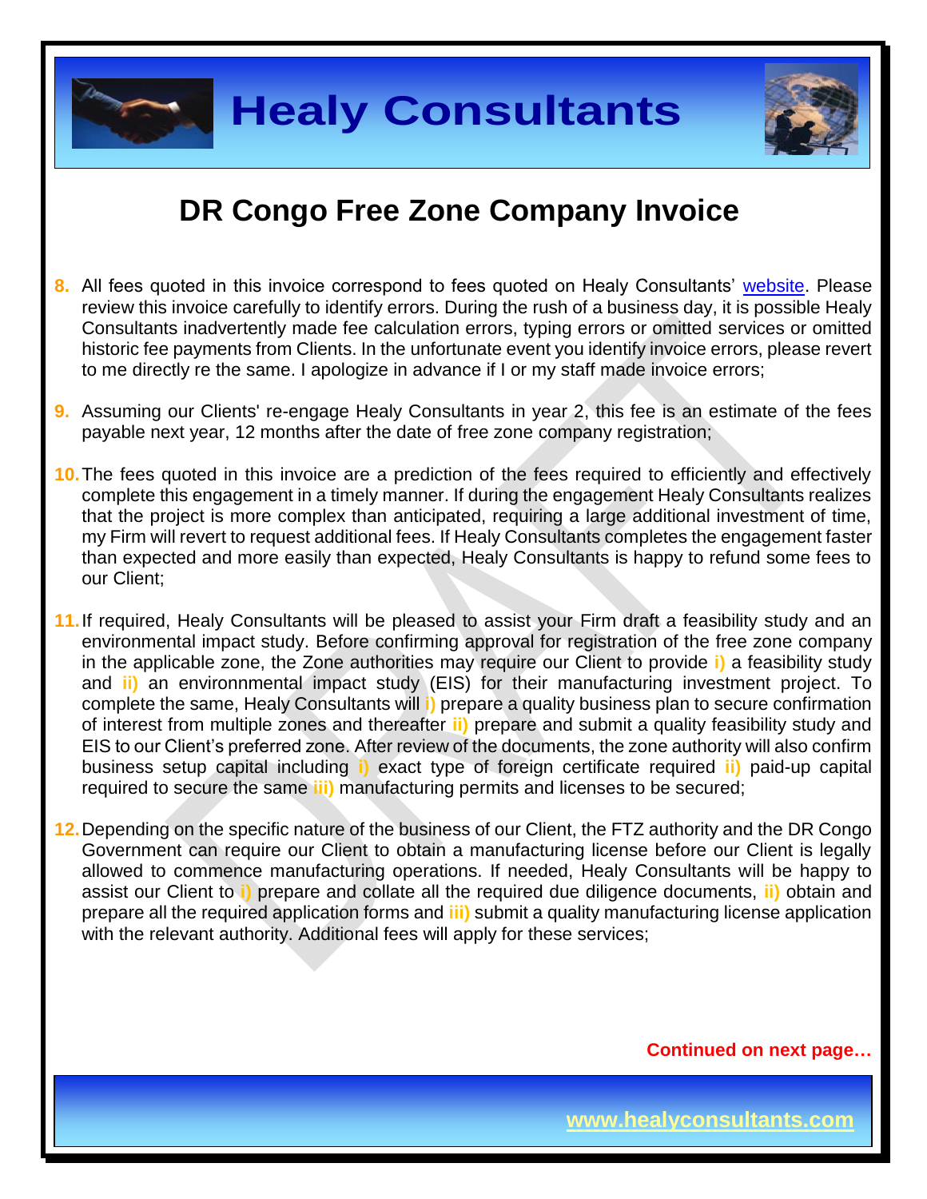## DR Congo Free Zone Company Invoice

8. All fees quoted in this invoice correspond to fees quoted on Healy Consultants' website. Please review this invoice carefully to identify errors. During the rush of a business day, it is possible Healy Consultants inadvertently made fee calculation errors, typing errors or omitted services or omitted historic fee payments from Clients. In the unfortunate event you identify invoice errors, please revert to me directly re the same. I apologize in advance if I or my staff made invoice errors;

9. Assuming our Clients' re-engage Healy Consultants in year 2, this fee is an estimate of the fees payable next year, 12 months after the date of free zone company registration;

10. The fees quoted in this invoice are a prediction of the fees required to efficiently and effectively complete this engagement in a timely manner. If during the engagement Healy Consultants realizes that the project is more complex than anticipated, requiring a large additional investment of time, my Firm will revert to request additional fees. If Healy Consultants completes the engagement faster than expected and more easily than expected, Healy Consultants is happy to refund some fees to our Client;

11. If required, Healy Consultants will be pleased to assist your Firm draft a feasibility study and an environmental impact study. Before confirming approval for registration of the free zone company in the applicable zone, the Zone authorities may require our Client to provide **i)** a feasibility study and **ii)** an environnmental impact study (EIS) for their manufacturing investment project. To complete the same, Healy Consultants will **i)** prepare a quality business plan to secure confirmation of interest from multiple zones and thereafter **ii)** prepare and submit a quality feasibility study and EIS to our Client's preferred zone. After review of the documents, the zone authority will also confirm business setup capital including **i)** exact type of foreign certificate required **ii)** paid-up capital required to secure the same **iii)** manufacturing permits and licenses to be secured;

12. Depending on the specific nature of the business of our Client, the FTZ authority and the DR Congo Government can require our Client to obtain a manufacturing license before our Client is legally allowed to commence manufacturing operations. If needed, Healy Consultants will be happy to assist our Client to **i)** prepare and collate all the required due diligence documents, **ii)** obtain and prepare all the required application forms and **iii)** submit a quality manufacturing license application with the relevant authority. Additional fees will apply for these services;

**Continued on next page…**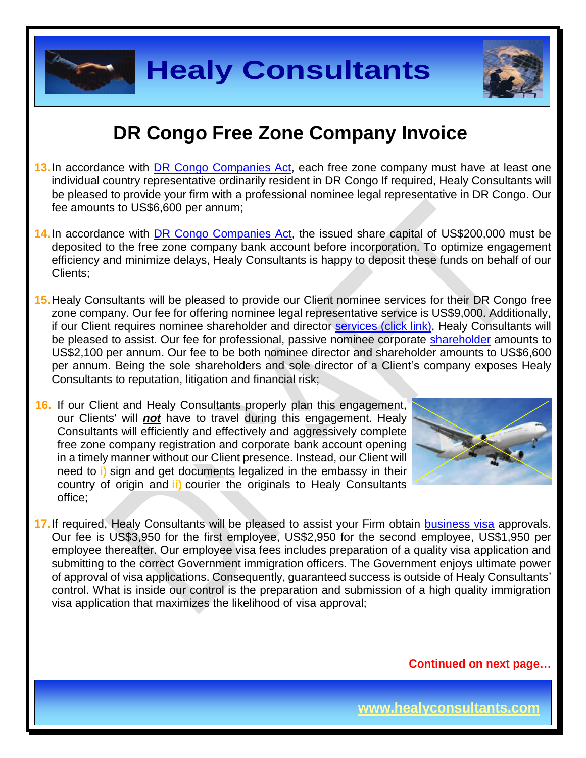# DR Congo Free Zone Company Invoice

13. In accordance with DR Congo Companies Act, each free zone company must have at least one individual country representative ordinarily resident in DR Congo If required, Healy Consultants will be pleased to provide your firm with a professional nominee legal representative in DR Congo. Our fee amounts to US$6,600 per annum;

14. In accordance with DR Congo Companies Act, the issued share capital of US$200,000 must be deposited to the free zone company bank account before incorporation. To optimize engagement efficiency and minimize delays, Healy Consultants is happy to deposit these funds on behalf of our Clients;

15. Healy Consultants will be pleased to provide our Client nominee services for their DR Congo free zone company. Our fee for offering nominee legal representative service is US$9,000. Additionally, if our Client requires nominee shareholder and director services (click link), Healy Consultants will be pleased to assist. Our fee for professional, passive nominee corporate shareholder amounts to US$2,100 per annum. Our fee to be both nominee director and shareholder amounts to US$6,600 per annum. Being the sole shareholders and sole director of a Client's company exposes Healy Consultants to reputation, litigation and financial risk;

16. If our Client and Healy Consultants properly plan this engagement, our Clients' will ***not*** have to travel during this engagement. Healy Consultants will efficiently and effectively and aggressively complete free zone company registration and corporate bank account opening in a timely manner without our Client presence. Instead, our Client will need to **i)** sign and get documents legalized in the embassy in their country of origin and **ii)** courier the originals to Healy Consultants office;

17. If required, Healy Consultants will be pleased to assist your Firm obtain business visa approvals. Our fee is US$3,950 for the first employee, US$2,950 for the second employee, US$1,950 per employee thereafter. Our employee visa fees includes preparation of a quality visa application and submitting to the correct Government immigration officers. The Government enjoys ultimate power of approval of visa applications. Consequently, guaranteed success is outside of Healy Consultants' control. What is inside our control is the preparation and submission of a high quality immigration visa application that maximizes the likelihood of visa approval;

**Continued on next page…**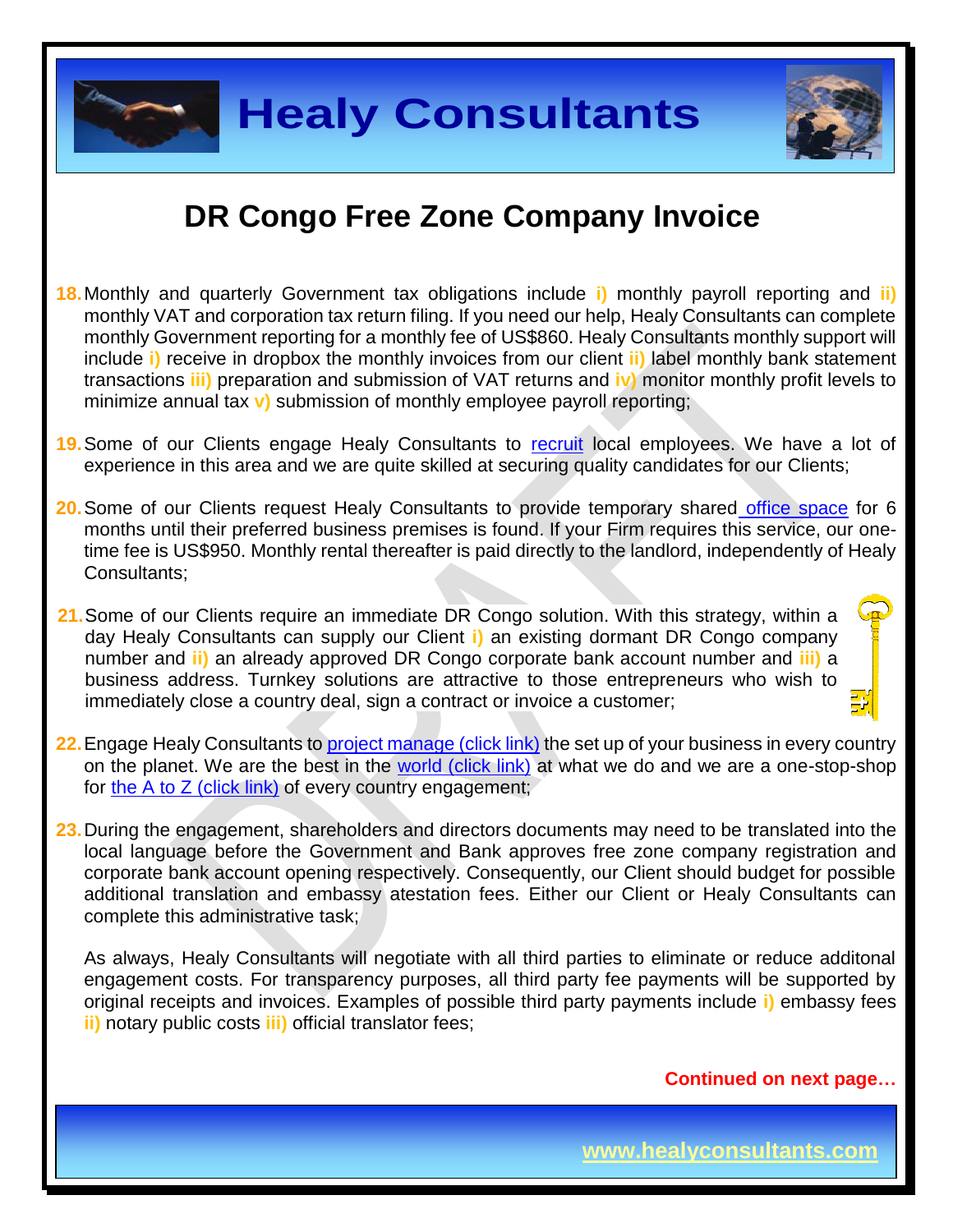# DR Congo Free Zone Company Invoice

18. Monthly and quarterly Government tax obligations include **i)** monthly payroll reporting and **ii)** monthly VAT and corporation tax return filing. If you need our help, Healy Consultants can complete monthly Government reporting for a monthly fee of US$860. Healy Consultants monthly support will include **i)** receive in dropbox the monthly invoices from our client **ii)** label monthly bank statement transactions **iii)** preparation and submission of VAT returns and **iv)** monitor monthly profit levels to minimize annual tax **v)** submission of monthly employee payroll reporting;

19. Some of our Clients engage Healy Consultants to recruit local employees. We have a lot of experience in this area and we are quite skilled at securing quality candidates for our Clients;

20. Some of our Clients request Healy Consultants to provide temporary shared office space for 6 months until their preferred business premises is found. If your Firm requires this service, our one-time fee is US$950. Monthly rental thereafter is paid directly to the landlord, independently of Healy Consultants;

21. Some of our Clients require an immediate DR Congo solution. With this strategy, within a day Healy Consultants can supply our Client **i)** an existing dormant DR Congo company number and **ii)** an already approved DR Congo corporate bank account number and **iii)** a business address. Turnkey solutions are attractive to those entrepreneurs who wish to immediately close a country deal, sign a contract or invoice a customer;

22. Engage Healy Consultants to project manage (click link) the set up of your business in every country on the planet. We are the best in the world (click link) at what we do and we are a one-stop-shop for the A to Z (click link) of every country engagement;

23. During the engagement, shareholders and directors documents may need to be translated into the local language before the Government and Bank approves free zone company registration and corporate bank account opening respectively. Consequently, our Client should budget for possible additional translation and embassy atestation fees. Either our Client or Healy Consultants can complete this administrative task;

    As always, Healy Consultants will negotiate with all third parties to eliminate or reduce additonal engagement costs. For transparency purposes, all third party fee payments will be supported by original receipts and invoices. Examples of possible third party payments include **i)** embassy fees **ii)** notary public costs **iii)** official translator fees;

**Continued on next page…**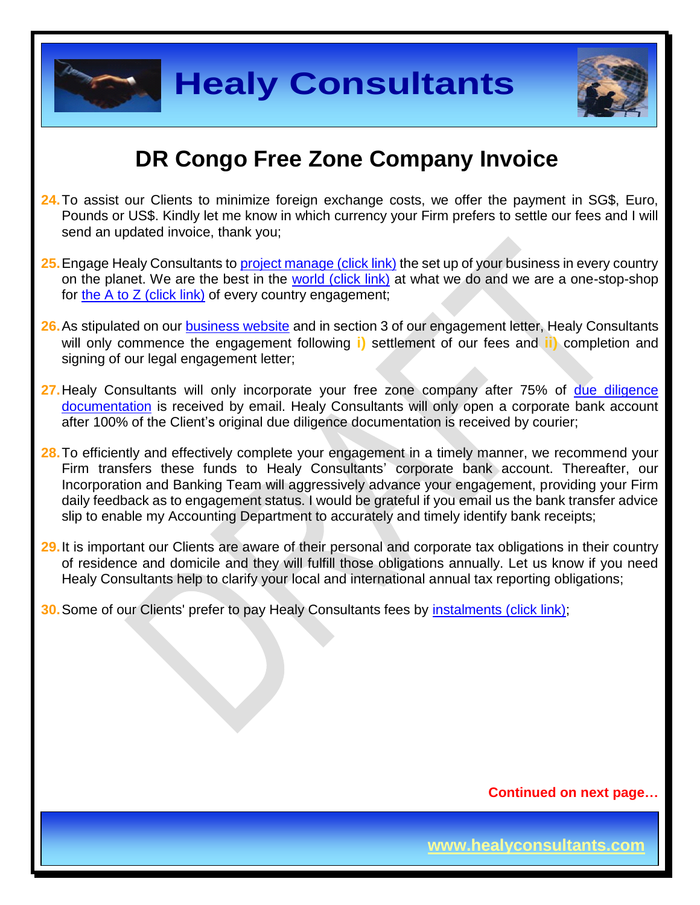# DR Congo Free Zone Company Invoice

24. To assist our Clients to minimize foreign exchange costs, we offer the payment in SG$, Euro, Pounds or US$. Kindly let me know in which currency your Firm prefers to settle our fees and I will send an updated invoice, thank you;

25. Engage Healy Consultants to [project manage (click link)]() the set up of your business in every country on the planet. We are the best in the [world (click link)]() at what we do and we are a one-stop-shop for [the A to Z (click link)]() of every country engagement;

26. As stipulated on our [business website]() and in section 3 of our engagement letter, Healy Consultants will only commence the engagement following **i)** settlement of our fees and **ii)** completion and signing of our legal engagement letter;

27. Healy Consultants will only incorporate your free zone company after 75% of [due diligence documentation]() is received by email. Healy Consultants will only open a corporate bank account after 100% of the Client's original due diligence documentation is received by courier;

28. To efficiently and effectively complete your engagement in a timely manner, we recommend your Firm transfers these funds to Healy Consultants' corporate bank account. Thereafter, our Incorporation and Banking Team will aggressively advance your engagement, providing your Firm daily feedback as to engagement status. I would be grateful if you email us the bank transfer advice slip to enable my Accounting Department to accurately and timely identify bank receipts;

29. It is important our Clients are aware of their personal and corporate tax obligations in their country of residence and domicile and they will fulfill those obligations annually. Let us know if you need Healy Consultants help to clarify your local and international annual tax reporting obligations;

30. Some of our Clients' prefer to pay Healy Consultants fees by [instalments (click link)]();

**Continued on next page…**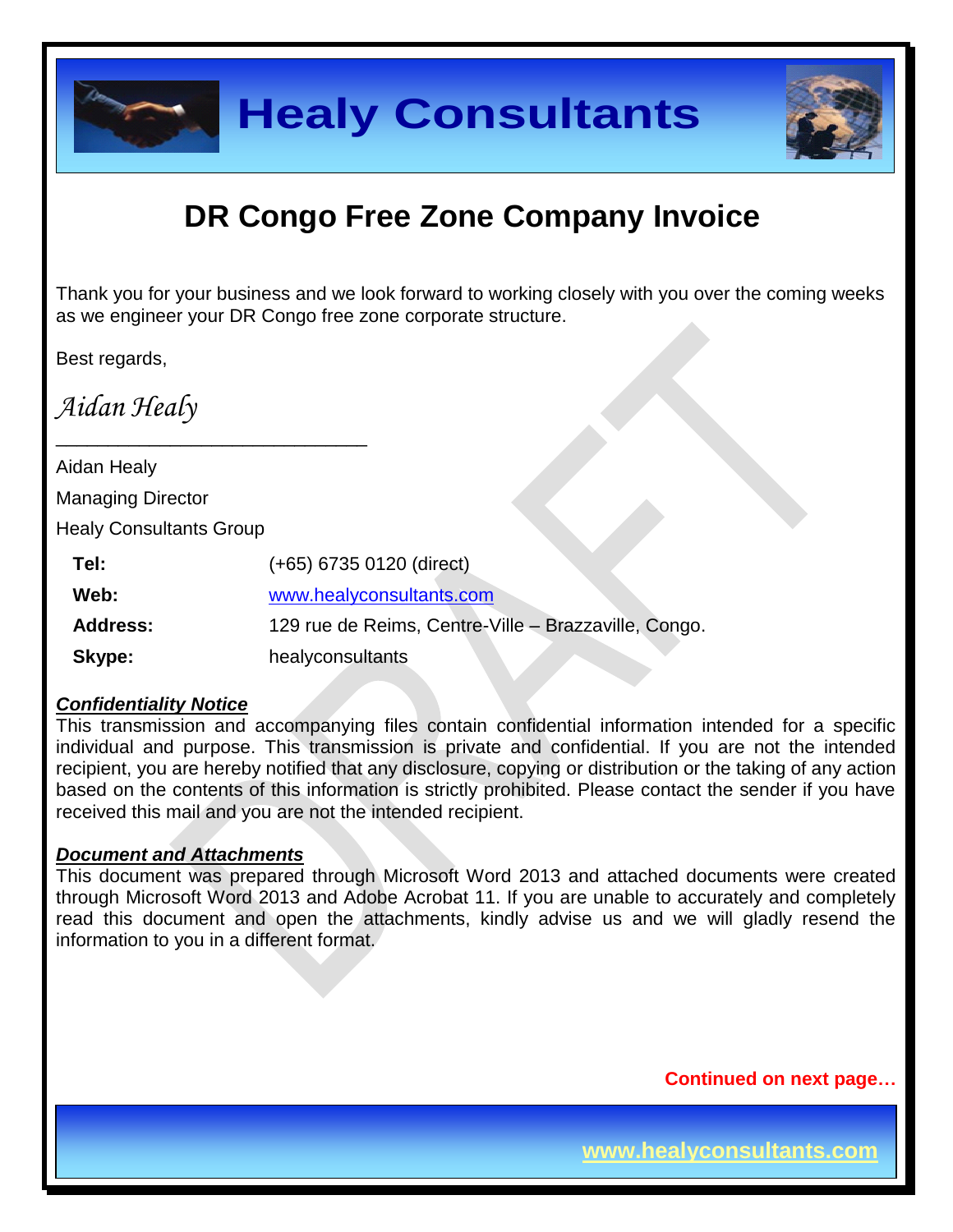# DR Congo Free Zone Company Invoice

Thank you for your business and we look forward to working closely with you over the coming weeks as we engineer your DR Congo free zone corporate structure.

Best regards,

*Aidan Healy*

\_\_\_\_\_\_\_\_\_\_\_\_\_\_\_\_\_\_\_\_\_\_\_\_\_\_\_\_\_\_

Aidan Healy

Managing Director

Healy Consultants Group

| | |
|---|---|
| **Tel:** | (+65) 6735 0120 (direct) |
| **Web:** | www.healyconsultants.com |
| **Address:** | 129 rue de Reims, Centre-Ville – Brazzaville, Congo. |
| **Skype:** | healyconsultants |

***Confidentiality Notice***

This transmission and accompanying files contain confidential information intended for a specific individual and purpose. This transmission is private and confidential. If you are not the intended recipient, you are hereby notified that any disclosure, copying or distribution or the taking of any action based on the contents of this information is strictly prohibited. Please contact the sender if you have received this mail and you are not the intended recipient.

***Document and Attachments***

This document was prepared through Microsoft Word 2013 and attached documents were created through Microsoft Word 2013 and Adobe Acrobat 11. If you are unable to accurately and completely read this document and open the attachments, kindly advise us and we will gladly resend the information to you in a different format.

**Continued on next page…**